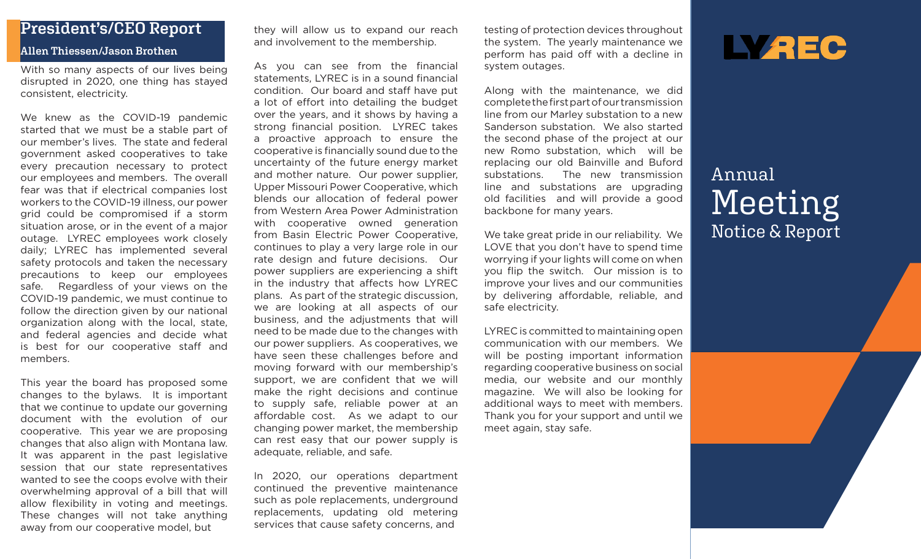# LYREC

## Annual Meeting Notice & Report

## President's/CEO Report

### Allen Thiessen/Jason Brothen

With so many aspects of our lives being disrupted in 2020, one thing has stayed consistent, electricity.

We knew as the COVID-19 pandemic started that we must be a stable part of our member's lives. The state and federal government asked cooperatives to take every precaution necessary to protect our employees and members. The overall fear was that if electrical companies lost workers to the COVID-19 illness, our power grid could be compromised if a storm situation arose, or in the event of a major outage. LYREC employees work closely daily; LYREC has implemented several safety protocols and taken the necessary precautions to keep our employees safe. Regardless of your views on the COVID-19 pandemic, we must continue to follow the direction given by our national organization along with the local, state, and federal agencies and decide what is best for our cooperative staff and members.

This year the board has proposed some changes to the bylaws. It is important that we continue to update our governing document with the evolution of our cooperative. This year we are proposing changes that also align with Montana law. It was apparent in the past legislative session that our state representatives wanted to see the coops evolve with their overwhelming approval of a bill that will allow flexibility in voting and meetings. These changes will not take anything away from our cooperative model, but they will allow us to expand our reach and involvement to the membership.

As you can see from the financial statements, LYREC is in a sound financial condition. Our board and staff have put a lot of effort into detailing the budget over the years, and it shows by having a strong financial position. LYREC takes a proactive approach to ensure the cooperative is financially sound due to the uncertainty of the future energy market and mother nature. Our power supplier, Upper Missouri Power Cooperative, which blends our allocation of federal power from Western Area Power Administration with cooperative owned generation from Basin Electric Power Cooperative, continues to play a very large role in our rate design and future decisions. Our power suppliers are experiencing a shift in the industry that affects how LYREC plans. As part of the strategic discussion, we are looking at all aspects of our business, and the adjustments that will need to be made due to the changes with our power suppliers. As cooperatives, we have seen these challenges before and moving forward with our membership's support, we are confident that we will make the right decisions and continue to supply safe, reliable power at an affordable cost. As we adapt to our changing power market, the membership can rest easy that our power supply is adequate, reliable, and safe.

In 2020, our operations department continued the preventive maintenance such as pole replacements, underground replacements, updating old metering services that cause safety concerns, and testing of protection devices throughout the system. The yearly maintenance we perform has paid off with a decline in system outages.

Along with the maintenance, we did complete the first part of our transmission line from our Marley substation to a new Sanderson substation. We also started the second phase of the project at our new Romo substation, which will be replacing our old Bainville and Buford substations. The new transmission line and substations are upgrading old facilities and will provide a good backbone for many years.

We take great pride in our reliability. We LOVE that you don't have to spend time worrying if your lights will come on when you flip the switch. Our mission is to improve your lives and our communities by delivering affordable, reliable, and safe electricity.

LYREC is committed to maintaining open communication with our members. We will be posting important information regarding cooperative business on social media, our website and our monthly magazine. We will also be looking for additional ways to meet with members. Thank you for your support and until we meet again, stay safe.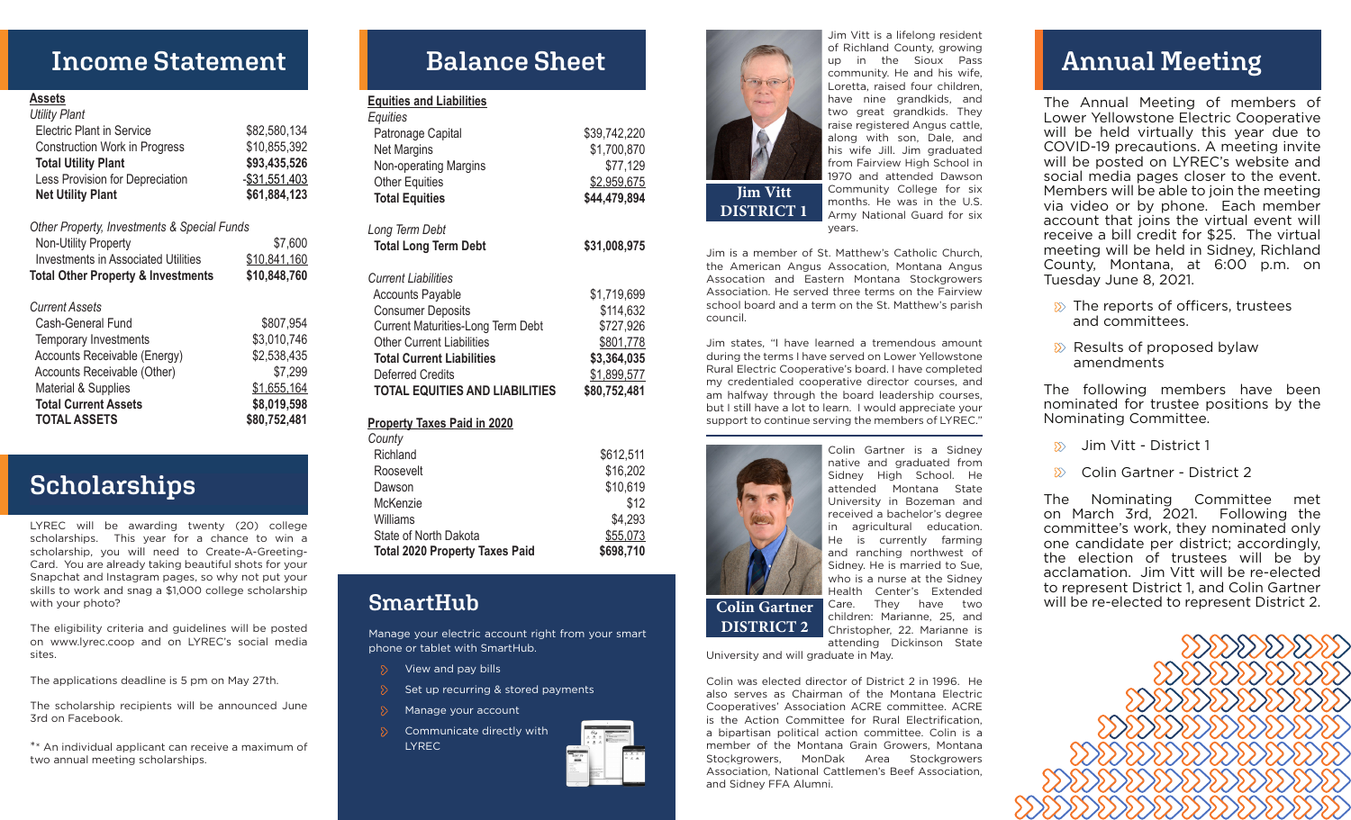# Income Statement

| **Assets** | |
|---|---|
| *Utility Plant* | |
| Electric Plant in Service | $82,580,134 |
| Construction Work in Progress | $10,855,392 |
| **Total Utility Plant** | **$93,435,526** |
| Less Provision for Depreciation | -$31,551,403 |
| **Net Utility Plant** | **$61,884,123** |
| *Other Property, Investments & Special Funds* | |
| Non-Utility Property | $7,600 |
| Investments in Associated Utilities | $10,841,160 |
| **Total Other Property & Investments** | **$10,848,760** |
| *Current Assets* | |
| Cash-General Fund | $807,954 |
| Temporary Investments | $3,010,746 |
| Accounts Receivable (Energy) | $2,538,435 |
| Accounts Receivable (Other) | $7,299 |
| Material & Supplies | $1,655,164 |
| **Total Current Assets** | **$8,019,598** |
| **TOTAL ASSETS** | **$80,752,481** |

# Scholarships

LYREC will be awarding twenty (20) college scholarships. This year for a chance to win a scholarship, you will need to Create-A-Greeting-Card. You are already taking beautiful shots for your Snapchat and Instagram pages, so why not put your skills to work and snag a $1,000 college scholarship with your photo?

The eligibility criteria and guidelines will be posted on www.lyrec.coop and on LYREC's social media sites.

The applications deadline is 5 pm on May 27th.

The scholarship recipients will be announced June 3rd on Facebook.

** An individual applicant can receive a maximum of two annual meeting scholarships.

# Balance Sheet

| **Equities and Liabilities** | |
|---|---|
| *Equities* | |
| Patronage Capital | $39,742,220 |
| Net Margins | $1,700,870 |
| Non-operating Margins | $77,129 |
| Other Equities | $2,959,675 |
| **Total Equities** | **$44,479,894** |
| *Long Term Debt* | |
| **Total Long Term Debt** | **$31,008,975** |
| *Current Liabilities* | |
| Accounts Payable | $1,719,699 |
| Consumer Deposits | $114,632 |
| Current Maturities-Long Term Debt | $727,926 |
| Other Current Liabilities | $801,778 |
| **Total Current Liabilities** | **$3,364,035** |
| Deferred Credits | $1,899,577 |
| **TOTAL EQUITIES AND LIABILITIES** | **$80,752,481** |

| **Property Taxes Paid in 2020** | |
|---|---|
| *County* | |
| Richland | $612,511 |
| Roosevelt | $16,202 |
| Dawson | $10,619 |
| McKenzie | $12 |
| Williams | $4,293 |
| State of North Dakota | $55,073 |
| **Total 2020 Property Taxes Paid** | **$698,710** |

# SmartHub

Manage your electric account right from your smart phone or tablet with SmartHub.

- View and pay bills
- Set up recurring & stored payments
- Manage your account
- Communicate directly with LYREC

**Jim Vitt**
**DISTRICT 1**

Jim Vitt is a lifelong resident of Richland County, growing up in the Sioux Pass community. He and his wife, Loretta, raised four children, have nine grandkids, and two great grandkids. They raise registered Angus cattle, along with son, Dale, and his wife Jill. Jim graduated from Fairview High School in 1970 and attended Dawson Community College for six months. He was in the U.S. Army National Guard for six years.

Jim is a member of St. Matthew's Catholic Church, the American Angus Assocation, Montana Angus Assocation and Eastern Montana Stockgrowers Association. He served three terms on the Fairview school board and a term on the St. Matthew's parish council.

Jim states, "I have learned a tremendous amount during the terms I have served on Lower Yellowstone Rural Electric Cooperative's board. I have completed my credentialed cooperative director courses, and am halfway through the board leadership courses, but I still have a lot to learn. I would appreciate your support to continue serving the members of LYREC."

**Colin Gartner**
**DISTRICT 2**

Colin Gartner is a Sidney native and graduated from Sidney High School. He attended Montana State University in Bozeman and received a bachelor's degree in agricultural education. He is currently farming and ranching northwest of Sidney. He is married to Sue, who is a nurse at the Sidney Health Center's Extended Care. They have two children: Marianne, 25, and Christopher, 22. Marianne is attending Dickinson State University and will graduate in May.

Colin was elected director of District 2 in 1996. He also serves as Chairman of the Montana Electric Cooperatives' Association ACRE committee. ACRE is the Action Committee for Rural Electrification, a bipartisan political action committee. Colin is a member of the Montana Grain Growers, Montana Stockgrowers, MonDak Area Stockgrowers Association, National Cattlemen's Beef Association, and Sidney FFA Alumni.

# Annual Meeting

The Annual Meeting of members of Lower Yellowstone Electric Cooperative will be held virtually this year due to COVID-19 precautions. A meeting invite will be posted on LYREC's website and social media pages closer to the event. Members will be able to join the meeting via video or by phone. Each member account that joins the virtual event will receive a bill credit for $25. The virtual meeting will be held in Sidney, Richland County, Montana, at 6:00 p.m. on Tuesday June 8, 2021.

- The reports of officers, trustees and committees.
- Results of proposed bylaw amendments

The following members have been nominated for trustee positions by the Nominating Committee.

- Jim Vitt - District 1
- Colin Gartner - District 2

The Nominating Committee met on March 3rd, 2021. Following the committee's work, they nominated only one candidate per district; accordingly, the election of trustees will be by acclamation. Jim Vitt will be re-elected to represent District 1, and Colin Gartner will be re-elected to represent District 2.